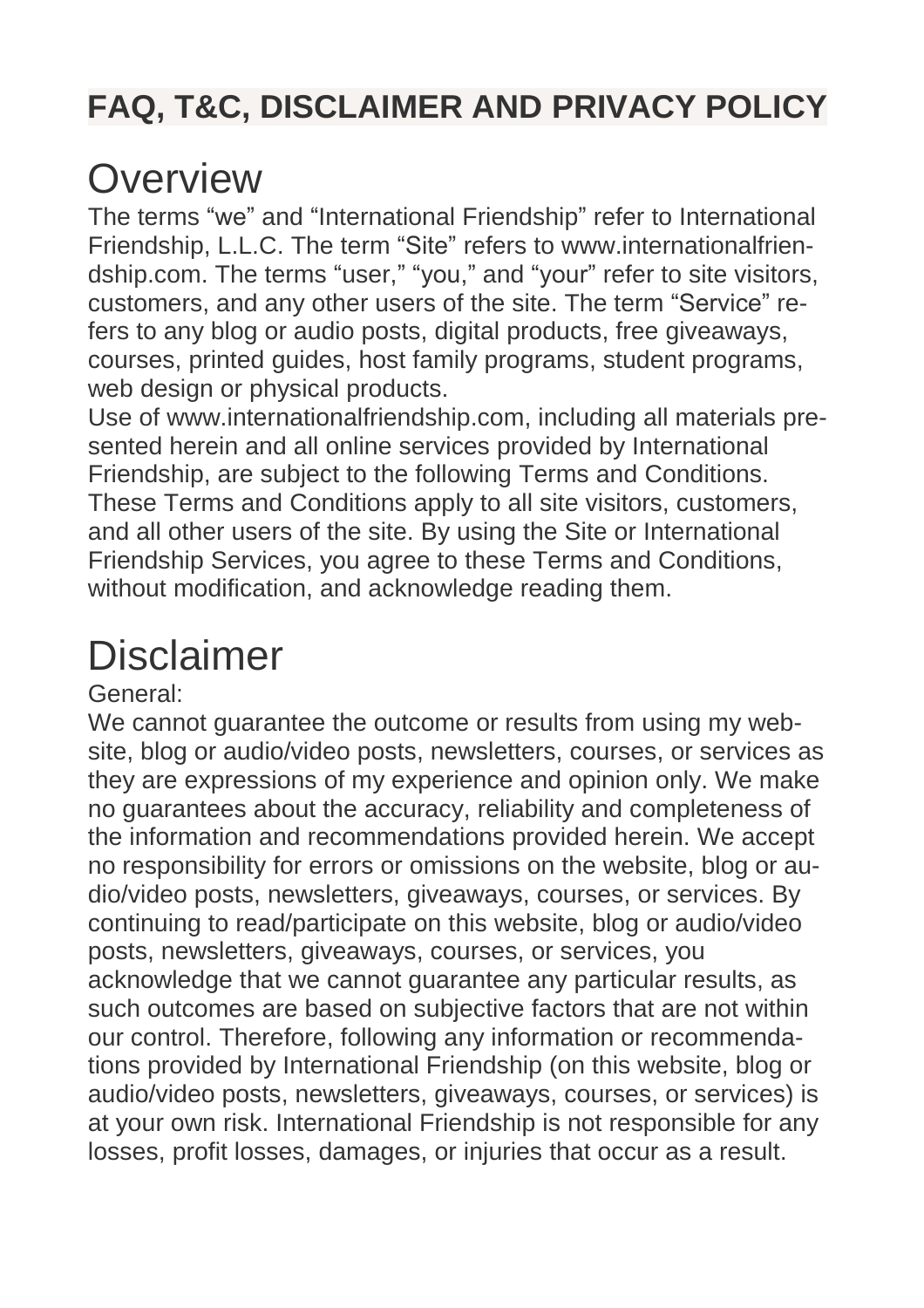## **FAQ, T&C, DISCLAIMER AND PRIVACY POLICY**

# Overview

The terms “we” and “International Friendship” refer to International Friendship, L.L.C. The term “Site” refers to www.internationalfriendship.com. The terms “user,” “you,” and “your” refer to site visitors, customers, and any other users of the site. The term “Service” refers to any blog or audio posts, digital products, free giveaways, courses, printed guides, host family programs, student programs, web design or physical products.

Use of www.internationalfriendship.com, including all materials presented herein and all online services provided by International Friendship, are subject to the following Terms and Conditions. These Terms and Conditions apply to all site visitors, customers, and all other users of the site. By using the Site or International Friendship Services, you agree to these Terms and Conditions, without modification, and acknowledge reading them.

# Disclaimer

General:

We cannot guarantee the outcome or results from using my website, blog or audio/video posts, newsletters, courses, or services as they are expressions of my experience and opinion only. We make no guarantees about the accuracy, reliability and completeness of the information and recommendations provided herein. We accept no responsibility for errors or omissions on the website, blog or audio/video posts, newsletters, giveaways, courses, or services. By continuing to read/participate on this website, blog or audio/video posts, newsletters, giveaways, courses, or services, you acknowledge that we cannot guarantee any particular results, as such outcomes are based on subjective factors that are not within our control. Therefore, following any information or recommendations provided by International Friendship (on this website, blog or audio/video posts, newsletters, giveaways, courses, or services) is at your own risk. International Friendship is not responsible for any losses, profit losses, damages, or injuries that occur as a result.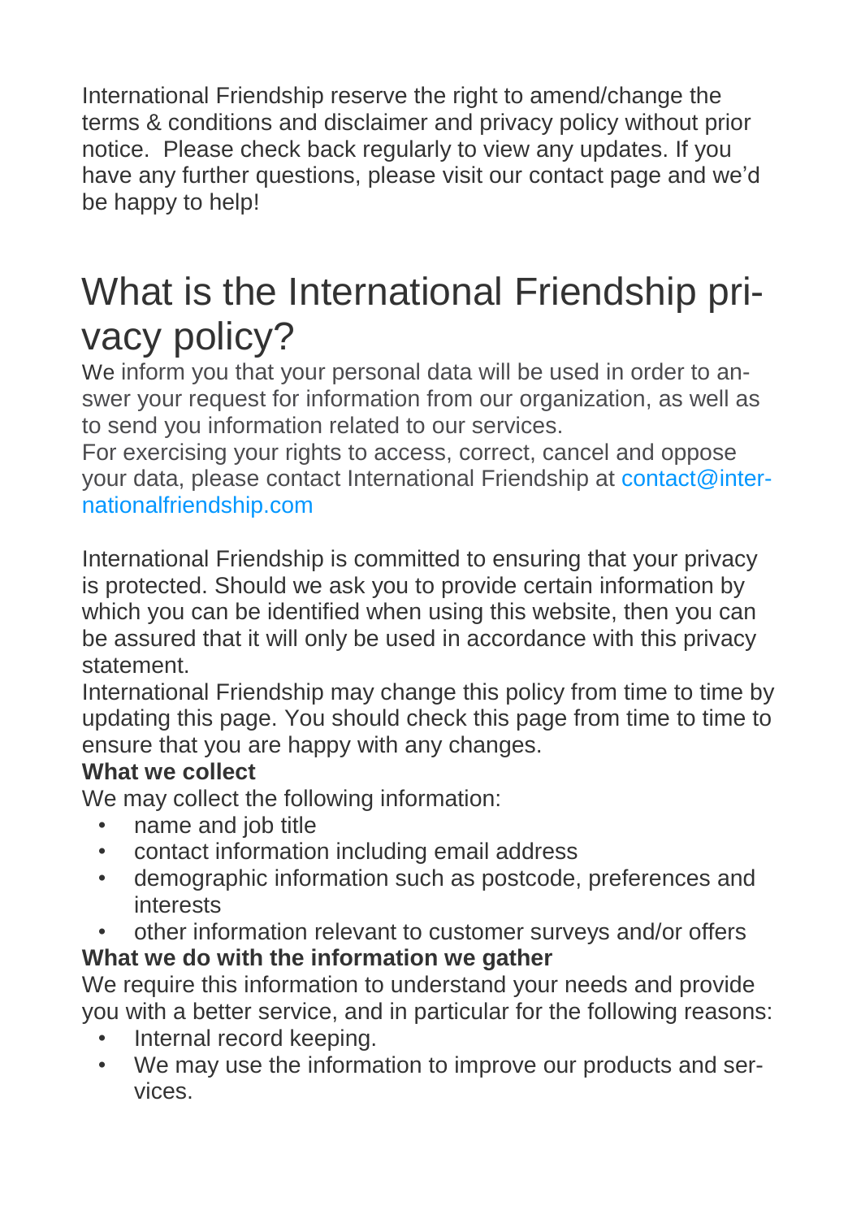International Friendship reserve the right to amend/change the terms & conditions and disclaimer and privacy policy without prior notice. Please check back regularly to view any updates. If you have any further questions, please visit our contact page and we'd be happy to help!

# What is the International Friendship privacy policy?

We inform you that your personal data will be used in order to answer your request for information from our organization, as well as to send you information related to our services.
For exercising your rights to access, correct, cancel and oppose your data, please contact International Friendship at contact@internationalfriendship.com

International Friendship is committed to ensuring that your privacy is protected. Should we ask you to provide certain information by which you can be identified when using this website, then you can be assured that it will only be used in accordance with this privacy statement.
International Friendship may change this policy from time to time by updating this page. You should check this page from time to time to ensure that you are happy with any changes.

**What we collect**

We may collect the following information:

- name and job title
- contact information including email address
- demographic information such as postcode, preferences and interests
- other information relevant to customer surveys and/or offers

**What we do with the information we gather**

We require this information to understand your needs and provide you with a better service, and in particular for the following reasons:

- Internal record keeping.
- We may use the information to improve our products and services.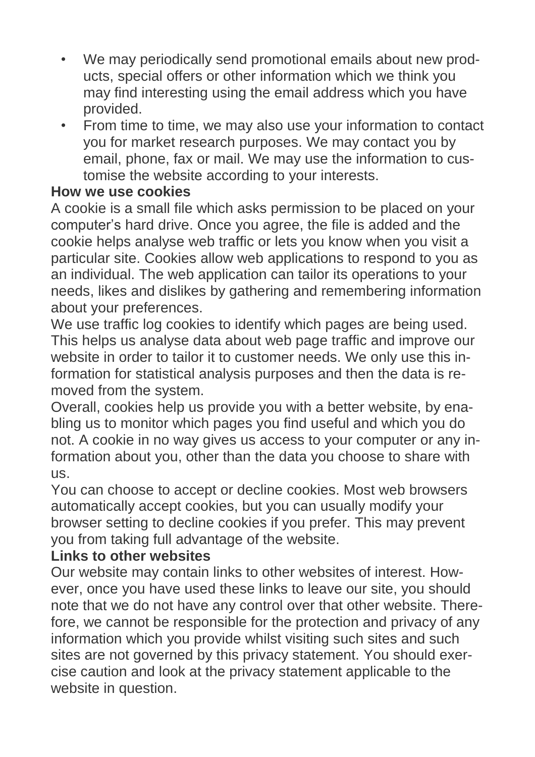- We may periodically send promotional emails about new products, special offers or other information which we think you may find interesting using the email address which you have provided.
- From time to time, we may also use your information to contact you for market research purposes. We may contact you by email, phone, fax or mail. We may use the information to customise the website according to your interests.

**How we use cookies**

A cookie is a small file which asks permission to be placed on your computer's hard drive. Once you agree, the file is added and the cookie helps analyse web traffic or lets you know when you visit a particular site. Cookies allow web applications to respond to you as an individual. The web application can tailor its operations to your needs, likes and dislikes by gathering and remembering information about your preferences.

We use traffic log cookies to identify which pages are being used. This helps us analyse data about web page traffic and improve our website in order to tailor it to customer needs. We only use this information for statistical analysis purposes and then the data is removed from the system.

Overall, cookies help us provide you with a better website, by enabling us to monitor which pages you find useful and which you do not. A cookie in no way gives us access to your computer or any information about you, other than the data you choose to share with us.

You can choose to accept or decline cookies. Most web browsers automatically accept cookies, but you can usually modify your browser setting to decline cookies if you prefer. This may prevent you from taking full advantage of the website.

**Links to other websites**

Our website may contain links to other websites of interest. However, once you have used these links to leave our site, you should note that we do not have any control over that other website. Therefore, we cannot be responsible for the protection and privacy of any information which you provide whilst visiting such sites and such sites are not governed by this privacy statement. You should exercise caution and look at the privacy statement applicable to the website in question.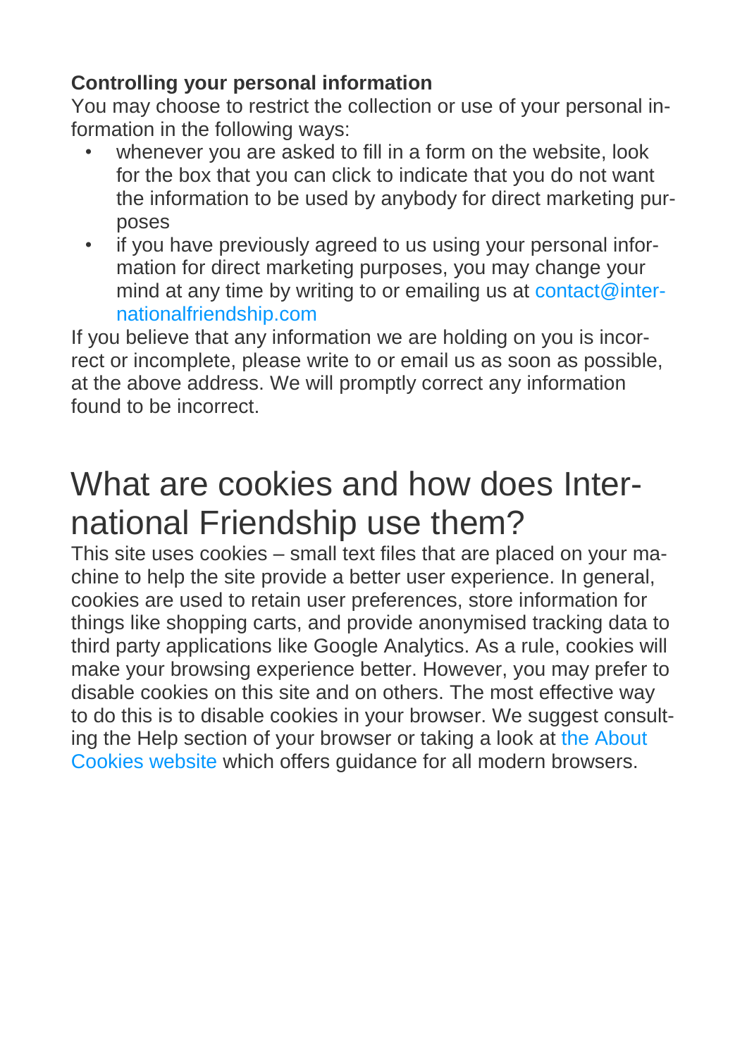**Controlling your personal information**

You may choose to restrict the collection or use of your personal information in the following ways:

- whenever you are asked to fill in a form on the website, look for the box that you can click to indicate that you do not want the information to be used by anybody for direct marketing purposes
- if you have previously agreed to us using your personal information for direct marketing purposes, you may change your mind at any time by writing to or emailing us at contact@internationalfriendship.com

If you believe that any information we are holding on you is incorrect or incomplete, please write to or email us as soon as possible, at the above address. We will promptly correct any information found to be incorrect.

# What are cookies and how does International Friendship use them?

This site uses cookies – small text files that are placed on your machine to help the site provide a better user experience. In general, cookies are used to retain user preferences, store information for things like shopping carts, and provide anonymised tracking data to third party applications like Google Analytics. As a rule, cookies will make your browsing experience better. However, you may prefer to disable cookies on this site and on others. The most effective way to do this is to disable cookies in your browser. We suggest consulting the Help section of your browser or taking a look at the About Cookies website which offers guidance for all modern browsers.